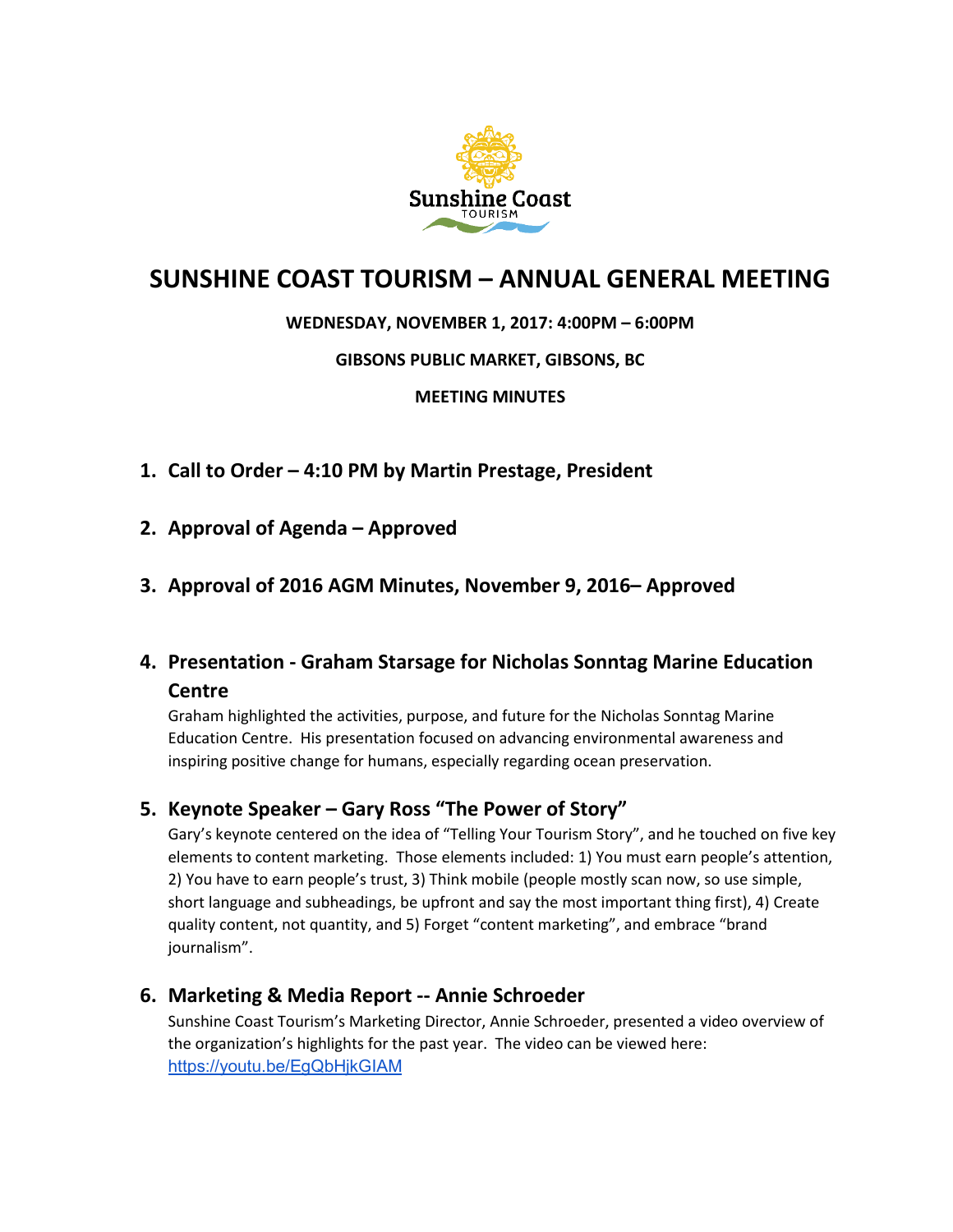Sunshine Coast
TOURISM

# SUNSHINE COAST TOURISM – ANNUAL GENERAL MEETING

**WEDNESDAY, NOVEMBER 1, 2017: 4:00PM – 6:00PM**

**GIBSONS PUBLIC MARKET, GIBSONS, BC**

**MEETING MINUTES**

## 1. Call to Order – 4:10 PM by Martin Prestage, President

## 2. Approval of Agenda – Approved

## 3. Approval of 2016 AGM Minutes, November 9, 2016– Approved

## 4. Presentation - Graham Starsage for Nicholas Sonntag Marine Education Centre

Graham highlighted the activities, purpose, and future for the Nicholas Sonntag Marine Education Centre. His presentation focused on advancing environmental awareness and inspiring positive change for humans, especially regarding ocean preservation.

## 5. Keynote Speaker – Gary Ross "The Power of Story"

Gary's keynote centered on the idea of "Telling Your Tourism Story", and he touched on five key elements to content marketing. Those elements included: 1) You must earn people's attention, 2) You have to earn people's trust, 3) Think mobile (people mostly scan now, so use simple, short language and subheadings, be upfront and say the most important thing first), 4) Create quality content, not quantity, and 5) Forget "content marketing", and embrace "brand journalism".

## 6. Marketing & Media Report -- Annie Schroeder

Sunshine Coast Tourism's Marketing Director, Annie Schroeder, presented a video overview of the organization's highlights for the past year. The video can be viewed here: https://youtu.be/EgQbHjkGIAM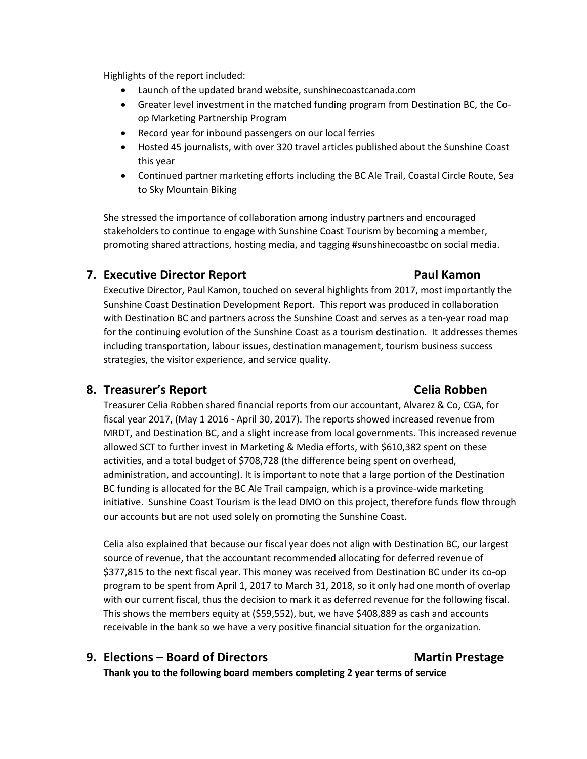Highlights of the report included:

- Launch of the updated brand website, sunshinecoastcanada.com
- Greater level investment in the matched funding program from Destination BC, the Co-op Marketing Partnership Program
- Record year for inbound passengers on our local ferries
- Hosted 45 journalists, with over 320 travel articles published about the Sunshine Coast this year
- Continued partner marketing efforts including the BC Ale Trail, Coastal Circle Route, Sea to Sky Mountain Biking

She stressed the importance of collaboration among industry partners and encouraged stakeholders to continue to engage with Sunshine Coast Tourism by becoming a member, promoting shared attractions, hosting media, and tagging #sunshinecoastbc on social media.

## 7. Executive Director Report — Paul Kamon

Executive Director, Paul Kamon, touched on several highlights from 2017, most importantly the Sunshine Coast Destination Development Report. This report was produced in collaboration with Destination BC and partners across the Sunshine Coast and serves as a ten-year road map for the continuing evolution of the Sunshine Coast as a tourism destination. It addresses themes including transportation, labour issues, destination management, tourism business success strategies, the visitor experience, and service quality.

## 8. Treasurer's Report — Celia Robben

Treasurer Celia Robben shared financial reports from our accountant, Alvarez & Co, CGA, for fiscal year 2017, (May 1 2016 - April 30, 2017). The reports showed increased revenue from MRDT, and Destination BC, and a slight increase from local governments. This increased revenue allowed SCT to further invest in Marketing & Media efforts, with $610,382 spent on these activities, and a total budget of $708,728 (the difference being spent on overhead, administration, and accounting). It is important to note that a large portion of the Destination BC funding is allocated for the BC Ale Trail campaign, which is a province-wide marketing initiative. Sunshine Coast Tourism is the lead DMO on this project, therefore funds flow through our accounts but are not used solely on promoting the Sunshine Coast.

Celia also explained that because our fiscal year does not align with Destination BC, our largest source of revenue, that the accountant recommended allocating for deferred revenue of $377,815 to the next fiscal year. This money was received from Destination BC under its co-op program to be spent from April 1, 2017 to March 31, 2018, so it only had one month of overlap with our current fiscal, thus the decision to mark it as deferred revenue for the following fiscal. This shows the members equity at ($59,552), but, we have $408,889 as cash and accounts receivable in the bank so we have a very positive financial situation for the organization.

## 9. Elections – Board of Directors — Martin Prestage

**Thank you to the following board members completing 2 year terms of service**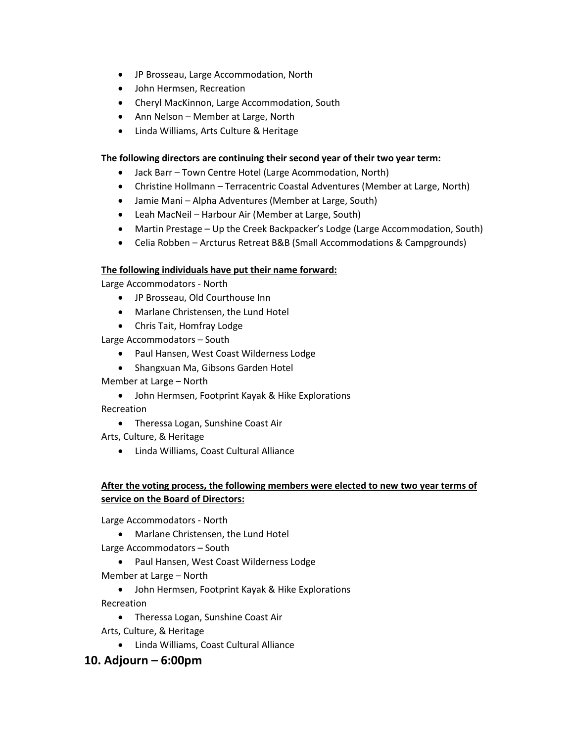- JP Brosseau, Large Accommodation, North
- John Hermsen, Recreation
- Cheryl MacKinnon, Large Accommodation, South
- Ann Nelson – Member at Large, North
- Linda Williams, Arts Culture & Heritage

**<u>The following directors are continuing their second year of their two year term:</u>**

- Jack Barr – Town Centre Hotel (Large Acommodation, North)
- Christine Hollmann – Terracentric Coastal Adventures (Member at Large, North)
- Jamie Mani – Alpha Adventures (Member at Large, South)
- Leah MacNeil – Harbour Air (Member at Large, South)
- Martin Prestage – Up the Creek Backpacker's Lodge (Large Accommodation, South)
- Celia Robben – Arcturus Retreat B&B (Small Accommodations & Campgrounds)

**<u>The following individuals have put their name forward:</u>**

Large Accommodators - North

- JP Brosseau, Old Courthouse Inn
- Marlane Christensen, the Lund Hotel
- Chris Tait, Homfray Lodge

Large Accommodators – South

- Paul Hansen, West Coast Wilderness Lodge
- Shangxuan Ma, Gibsons Garden Hotel

Member at Large – North

- John Hermsen, Footprint Kayak & Hike Explorations

Recreation

- Theressa Logan, Sunshine Coast Air

Arts, Culture, & Heritage

- Linda Williams, Coast Cultural Alliance

**<u>After the voting process, the following members were elected to new two year terms of service on the Board of Directors:</u>**

Large Accommodators - North

- Marlane Christensen, the Lund Hotel

Large Accommodators – South

- Paul Hansen, West Coast Wilderness Lodge

Member at Large – North

- John Hermsen, Footprint Kayak & Hike Explorations

Recreation

- Theressa Logan, Sunshine Coast Air

Arts, Culture, & Heritage

- Linda Williams, Coast Cultural Alliance

## 10. Adjourn – 6:00pm